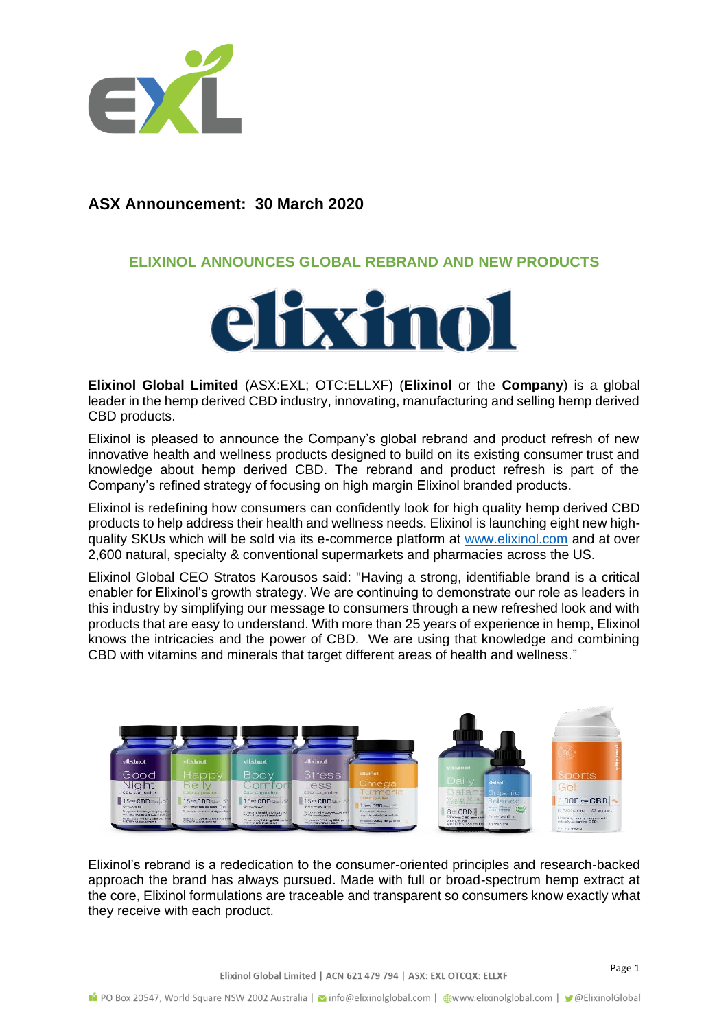## ASX Announcement: 30 March 2020

### ELIXINOL ANNOUNCES GLOBAL REBRAND AND NEW PRODUCTS

**Elixinol Global Limited** (ASX:EXL; OTC:ELLXF) (**Elixinol** or the **Company**) is a global leader in the hemp derived CBD industry, innovating, manufacturing and selling hemp derived CBD products.

Elixinol is pleased to announce the Company's global rebrand and product refresh of new innovative health and wellness products designed to build on its existing consumer trust and knowledge about hemp derived CBD. The rebrand and product refresh is part of the Company's refined strategy of focusing on high margin Elixinol branded products.

Elixinol is redefining how consumers can confidently look for high quality hemp derived CBD products to help address their health and wellness needs. Elixinol is launching eight new high-quality SKUs which will be sold via its e-commerce platform at www.elixinol.com and at over 2,600 natural, specialty & conventional supermarkets and pharmacies across the US.

Elixinol Global CEO Stratos Karousos said: "Having a strong, identifiable brand is a critical enabler for Elixinol's growth strategy. We are continuing to demonstrate our role as leaders in this industry by simplifying our message to consumers through a new refreshed look and with products that are easy to understand. With more than 25 years of experience in hemp, Elixinol knows the intricacies and the power of CBD. We are using that knowledge and combining CBD with vitamins and minerals that target different areas of health and wellness."

Elixinol's rebrand is a rededication to the consumer-oriented principles and research-backed approach the brand has always pursued. Made with full or broad-spectrum hemp extract at the core, Elixinol formulations are traceable and transparent so consumers know exactly what they receive with each product.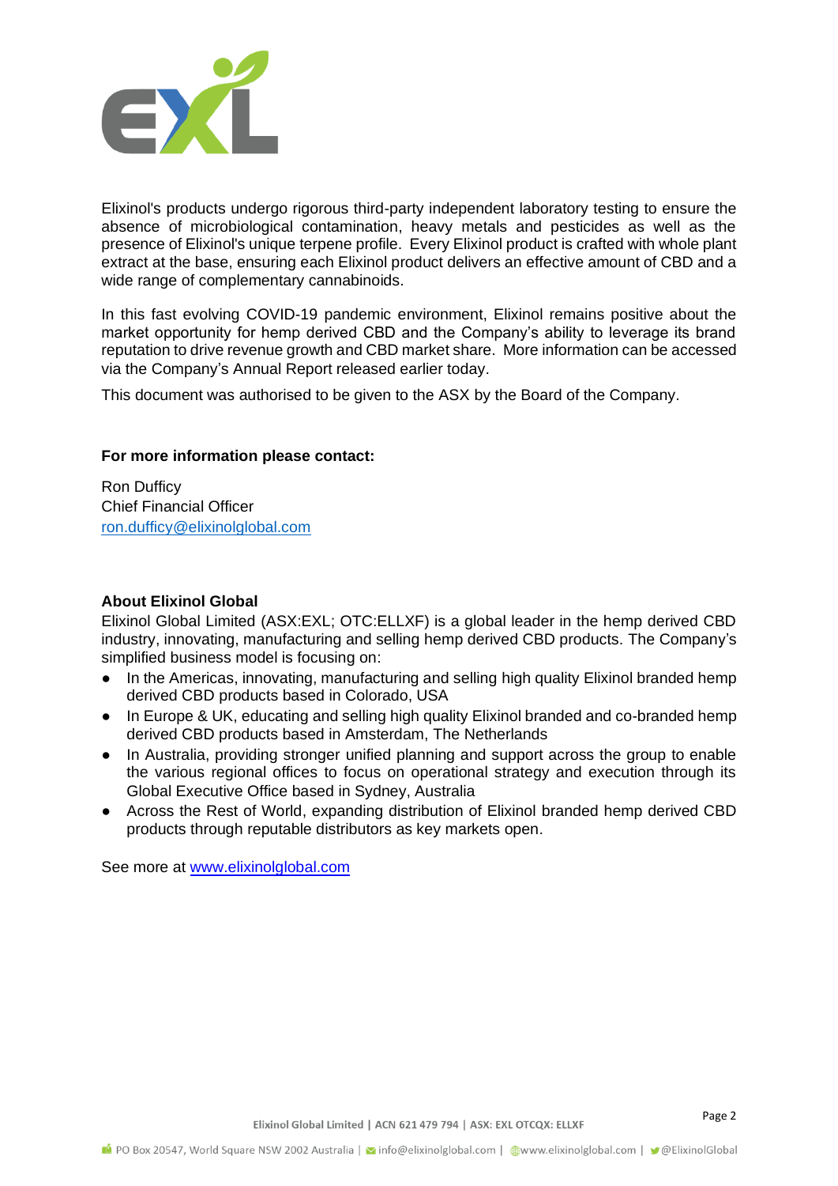Elixinol's products undergo rigorous third-party independent laboratory testing to ensure the absence of microbiological contamination, heavy metals and pesticides as well as the presence of Elixinol's unique terpene profile. Every Elixinol product is crafted with whole plant extract at the base, ensuring each Elixinol product delivers an effective amount of CBD and a wide range of complementary cannabinoids.

In this fast evolving COVID-19 pandemic environment, Elixinol remains positive about the market opportunity for hemp derived CBD and the Company's ability to leverage its brand reputation to drive revenue growth and CBD market share. More information can be accessed via the Company's Annual Report released earlier today.

This document was authorised to be given to the ASX by the Board of the Company.

**For more information please contact:**

Ron Dufficy
Chief Financial Officer
ron.dufficy@elixinolglobal.com

**About Elixinol Global**

Elixinol Global Limited (ASX:EXL; OTC:ELLXF) is a global leader in the hemp derived CBD industry, innovating, manufacturing and selling hemp derived CBD products. The Company's simplified business model is focusing on:

- In the Americas, innovating, manufacturing and selling high quality Elixinol branded hemp derived CBD products based in Colorado, USA
- In Europe & UK, educating and selling high quality Elixinol branded and co-branded hemp derived CBD products based in Amsterdam, The Netherlands
- In Australia, providing stronger unified planning and support across the group to enable the various regional offices to focus on operational strategy and execution through its Global Executive Office based in Sydney, Australia
- Across the Rest of World, expanding distribution of Elixinol branded hemp derived CBD products through reputable distributors as key markets open.

See more at www.elixinolglobal.com